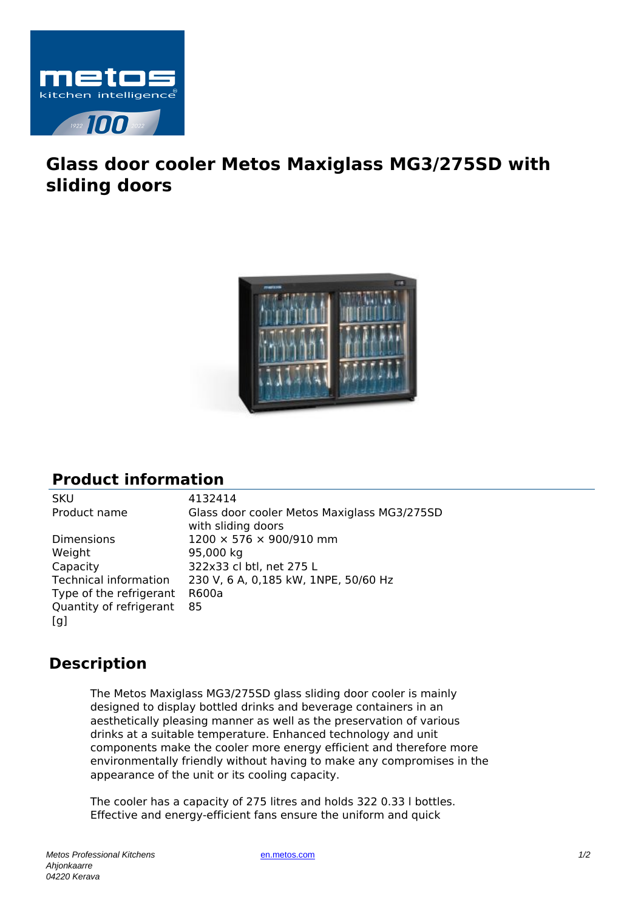# Glass door cooler Metos Maxiglass MG3/275SD with sliding doors

## Product information

| | |
|---|---|
| SKU | 4132414 |
| Product name | Glass door cooler Metos Maxiglass MG3/275SD with sliding doors |
| Dimensions | 1200 × 576 × 900/910 mm |
| Weight | 95,000 kg |
| Capacity | 322x33 cl btl, net 275 L |
| Technical information | 230 V, 6 A, 0,185 kW, 1NPE, 50/60 Hz |
| Type of the refrigerant | R600a |
| Quantity of refrigerant [g] | 85 |

## Description

The Metos Maxiglass MG3/275SD glass sliding door cooler is mainly designed to display bottled drinks and beverage containers in an aesthetically pleasing manner as well as the preservation of various drinks at a suitable temperature. Enhanced technology and unit components make the cooler more energy efficient and therefore more environmentally friendly without having to make any compromises in the appearance of the unit or its cooling capacity.

The cooler has a capacity of 275 litres and holds 322 0.33 l bottles. Effective and energy-efficient fans ensure the uniform and quick

Metos Professional Kitchens
Ahjonkaarre
04220 Kerava

en.metos.com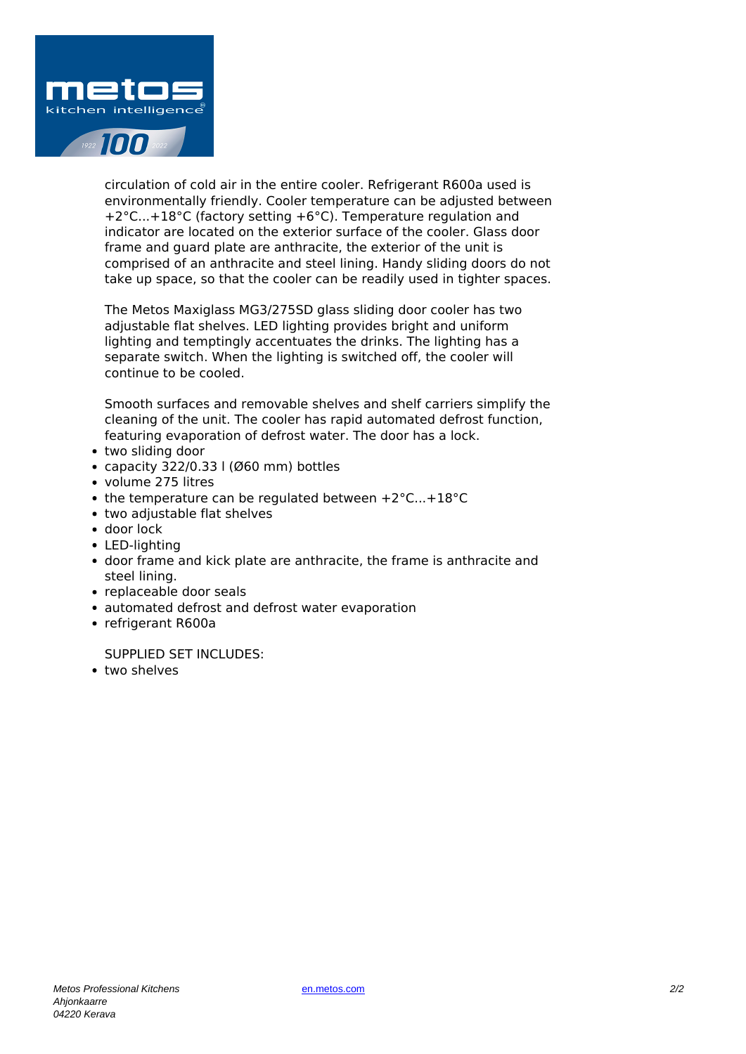circulation of cold air in the entire cooler. Refrigerant R600a used is environmentally friendly. Cooler temperature can be adjusted between +2°C...+18°C (factory setting +6°C). Temperature regulation and indicator are located on the exterior surface of the cooler. Glass door frame and guard plate are anthracite, the exterior of the unit is comprised of an anthracite and steel lining. Handy sliding doors do not take up space, so that the cooler can be readily used in tighter spaces.

The Metos Maxiglass MG3/275SD glass sliding door cooler has two adjustable flat shelves. LED lighting provides bright and uniform lighting and temptingly accentuates the drinks. The lighting has a separate switch. When the lighting is switched off, the cooler will continue to be cooled.

Smooth surfaces and removable shelves and shelf carriers simplify the cleaning of the unit. The cooler has rapid automated defrost function, featuring evaporation of defrost water. The door has a lock.

- two sliding door
- capacity 322/0.33 l (Ø60 mm) bottles
- volume 275 litres
- the temperature can be regulated between +2°C...+18°C
- two adjustable flat shelves
- door lock
- LED-lighting
- door frame and kick plate are anthracite, the frame is anthracite and steel lining.
- replaceable door seals
- automated defrost and defrost water evaporation
- refrigerant R600a

SUPPLIED SET INCLUDES:

- two shelves